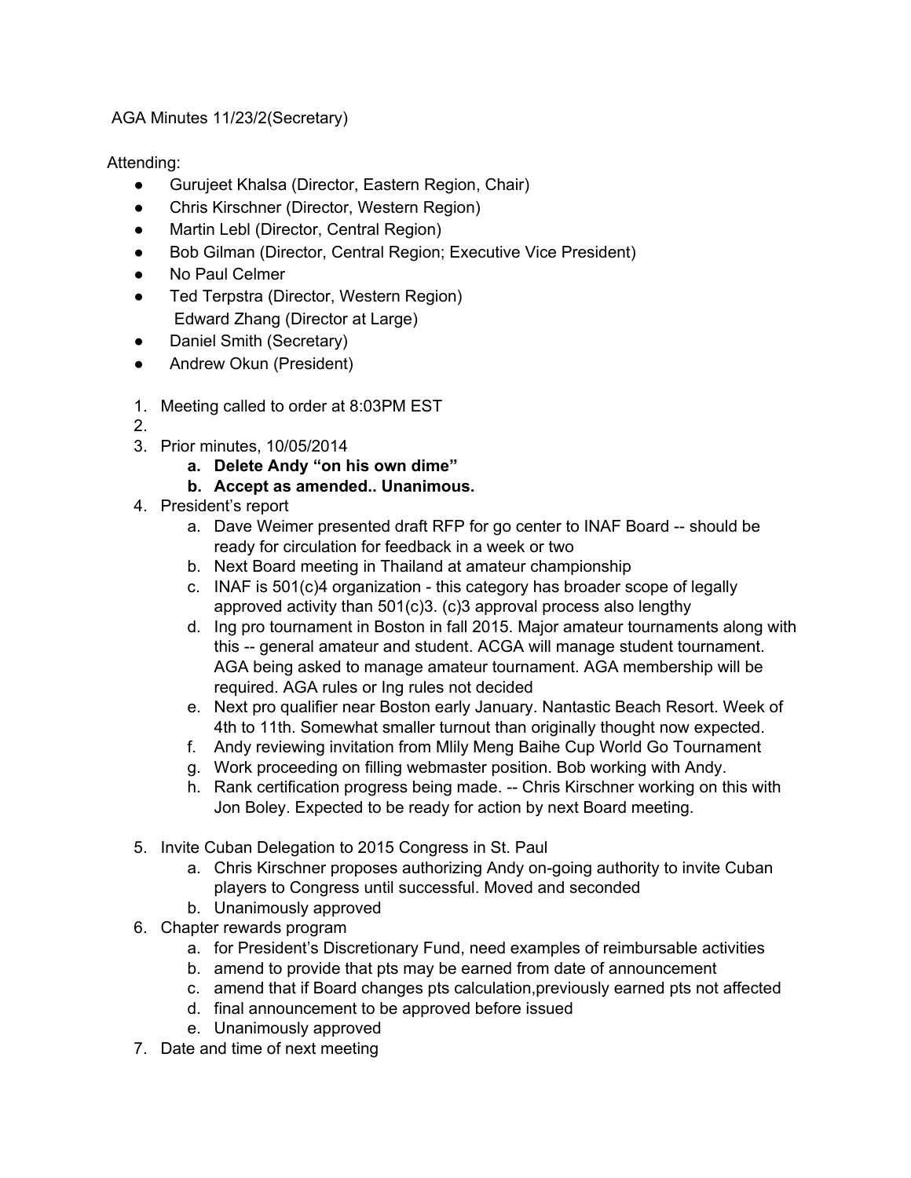AGA Minutes 11/23/2(Secretary)

Attending:

- Gurujeet Khalsa (Director, Eastern Region, Chair)
- Chris Kirschner (Director, Western Region)
- Martin Lebl (Director, Central Region)
- Bob Gilman (Director, Central Region; Executive Vice President)
- No Paul Celmer
- Ted Terpstra (Director, Western Region)
  Edward Zhang (Director at Large)
- Daniel Smith (Secretary)
- Andrew Okun (President)

1. Meeting called to order at 8:03PM EST
2. 
3. Prior minutes, 10/05/2014
   a. **Delete Andy "on his own dime"**
   b. **Accept as amended.. Unanimous.**
4. President's report
   a. Dave Weimer presented draft RFP for go center to INAF Board -- should be ready for circulation for feedback in a week or two
   b. Next Board meeting in Thailand at amateur championship
   c. INAF is 501(c)4 organization - this category has broader scope of legally approved activity than 501(c)3. (c)3 approval process also lengthy
   d. Ing pro tournament in Boston in fall 2015. Major amateur tournaments along with this -- general amateur and student. ACGA will manage student tournament. AGA being asked to manage amateur tournament. AGA membership will be required. AGA rules or Ing rules not decided
   e. Next pro qualifier near Boston early January. Nantastic Beach Resort. Week of 4th to 11th. Somewhat smaller turnout than originally thought now expected.
   f. Andy reviewing invitation from Mlily Meng Baihe Cup World Go Tournament
   g. Work proceeding on filling webmaster position. Bob working with Andy.
   h. Rank certification progress being made. -- Chris Kirschner working on this with Jon Boley. Expected to be ready for action by next Board meeting.

5. Invite Cuban Delegation to 2015 Congress in St. Paul
   a. Chris Kirschner proposes authorizing Andy on-going authority to invite Cuban players to Congress until successful. Moved and seconded
   b. Unanimously approved
6. Chapter rewards program
   a. for President's Discretionary Fund, need examples of reimbursable activities
   b. amend to provide that pts may be earned from date of announcement
   c. amend that if Board changes pts calculation,previously earned pts not affected
   d. final announcement to be approved before issued
   e. Unanimously approved
7. Date and time of next meeting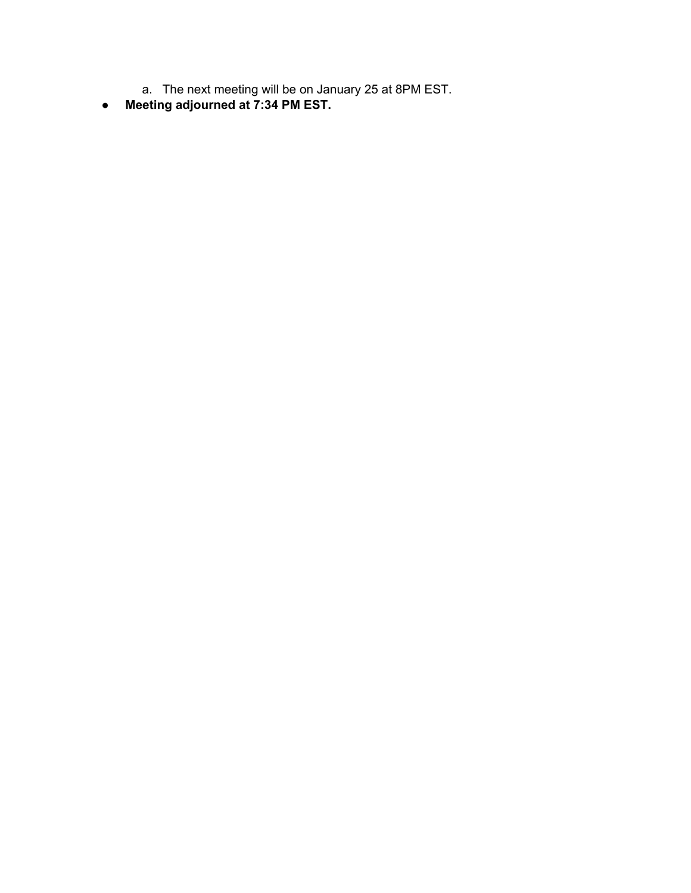a. The next meeting will be on January 25 at 8PM EST.

- **Meeting adjourned at 7:34 PM EST.**